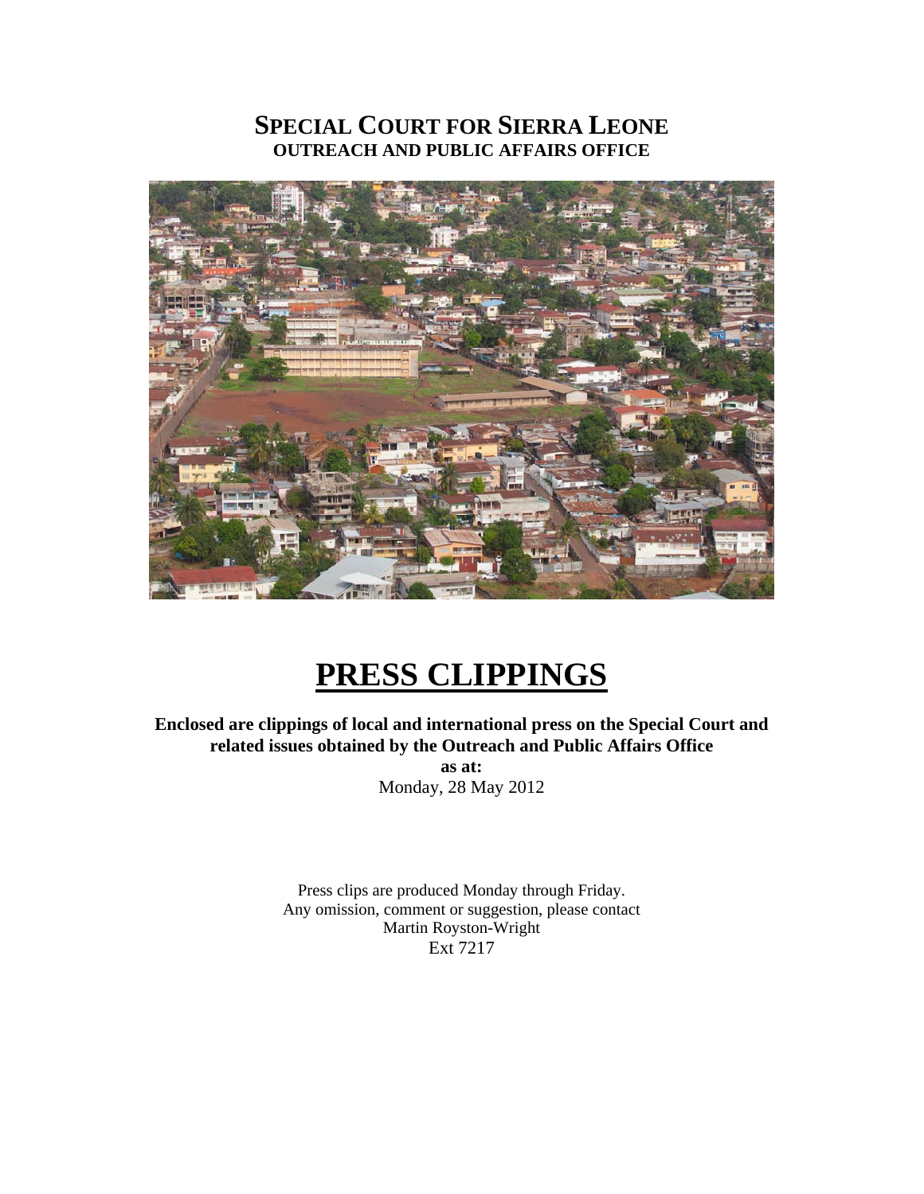# SPECIAL COURT FOR SIERRA LEONE

**OUTREACH AND PUBLIC AFFAIRS OFFICE**

# PRESS CLIPPINGS

**Enclosed are clippings of local and international press on the Special Court and related issues obtained by the Outreach and Public Affairs Office**

**as at:**

Monday, 28 May 2012

Press clips are produced Monday through Friday.
Any omission, comment or suggestion, please contact
Martin Royston-Wright
Ext 7217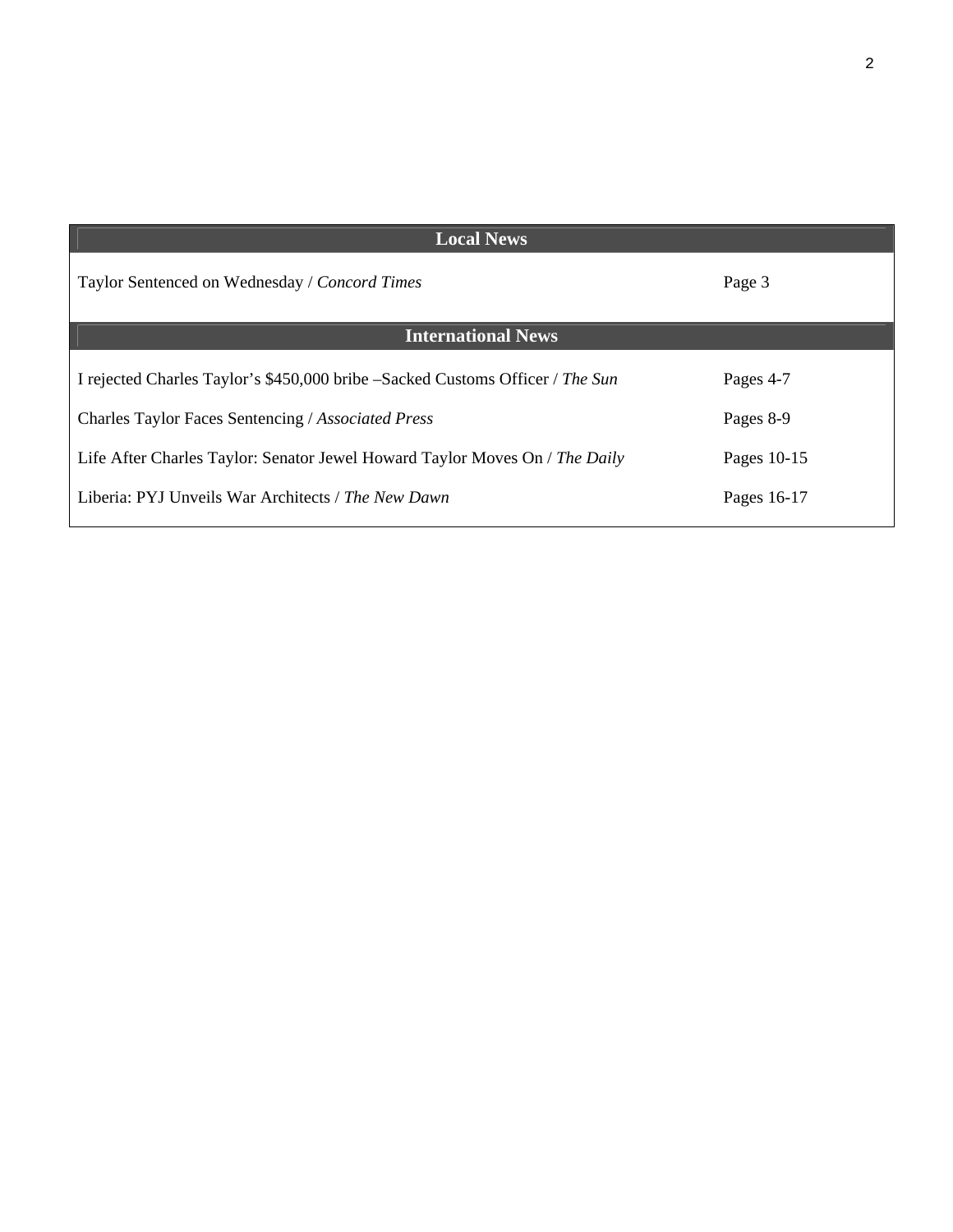## Local News

| | |
|---|---|
| Taylor Sentenced on Wednesday / *Concord Times* | Page 3 |

## International News

| | |
|---|---|
| I rejected Charles Taylor's $450,000 bribe –Sacked Customs Officer / *The Sun* | Pages 4-7 |
| Charles Taylor Faces Sentencing / *Associated Press* | Pages 8-9 |
| Life After Charles Taylor: Senator Jewel Howard Taylor Moves On / *The Daily* | Pages 10-15 |
| Liberia: PYJ Unveils War Architects / *The New Dawn* | Pages 16-17 |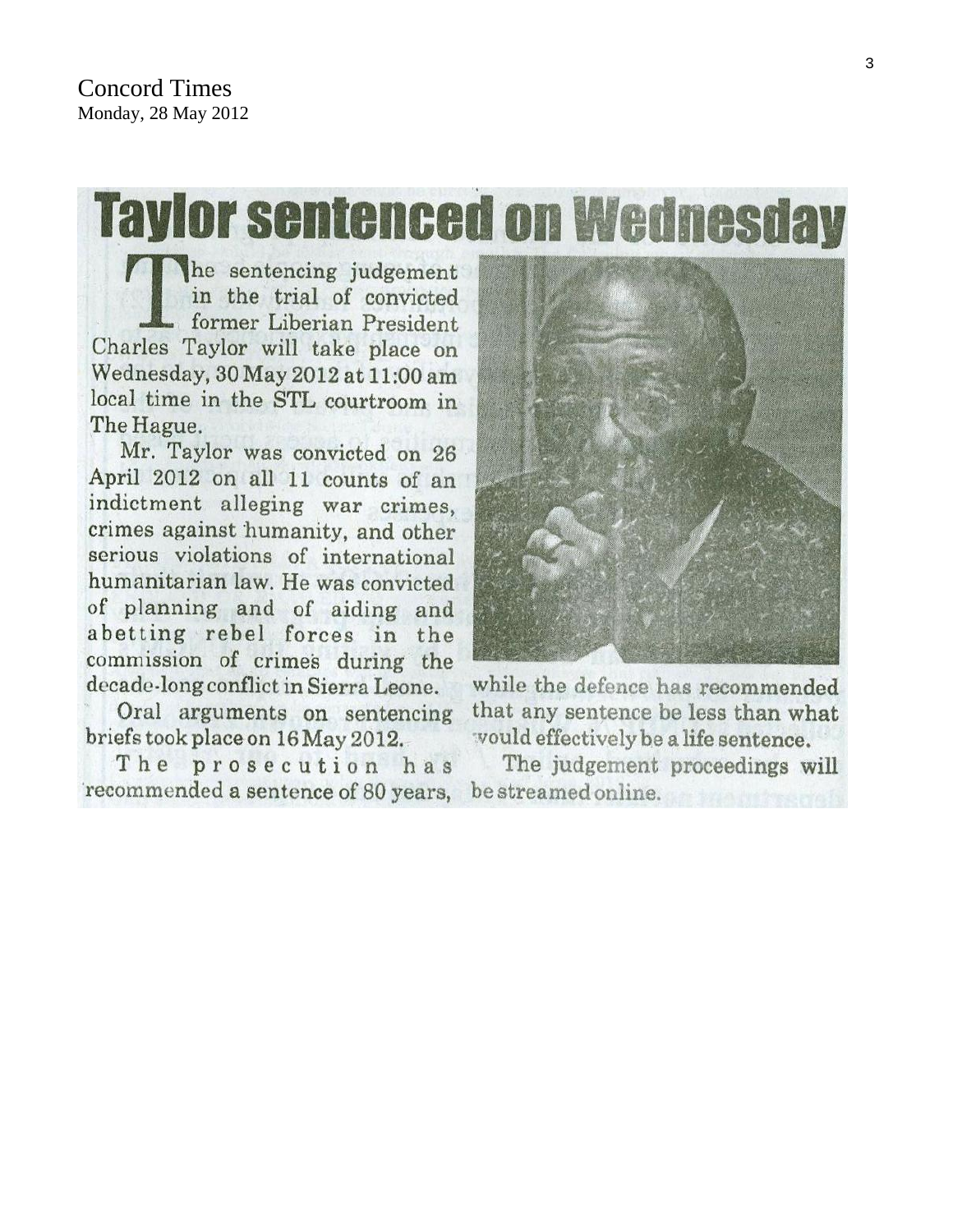Concord Times
Monday, 28 May 2012

# Taylor sentenced on Wednesday

The sentencing judgement in the trial of convicted former Liberian President Charles Taylor will take place on Wednesday, 30 May 2012 at 11:00 am local time in the STL courtroom in The Hague.

Mr. Taylor was convicted on 26 April 2012 on all 11 counts of an indictment alleging war crimes, crimes against humanity, and other serious violations of international humanitarian law. He was convicted of planning and of aiding and abetting rebel forces in the commission of crimes during the decade-long conflict in Sierra Leone.

Oral arguments on sentencing briefs took place on 16 May 2012.

The prosecution has recommended a sentence of 80 years, while the defence has recommended that any sentence be less than what would effectively be a life sentence.

The judgement proceedings will be streamed online.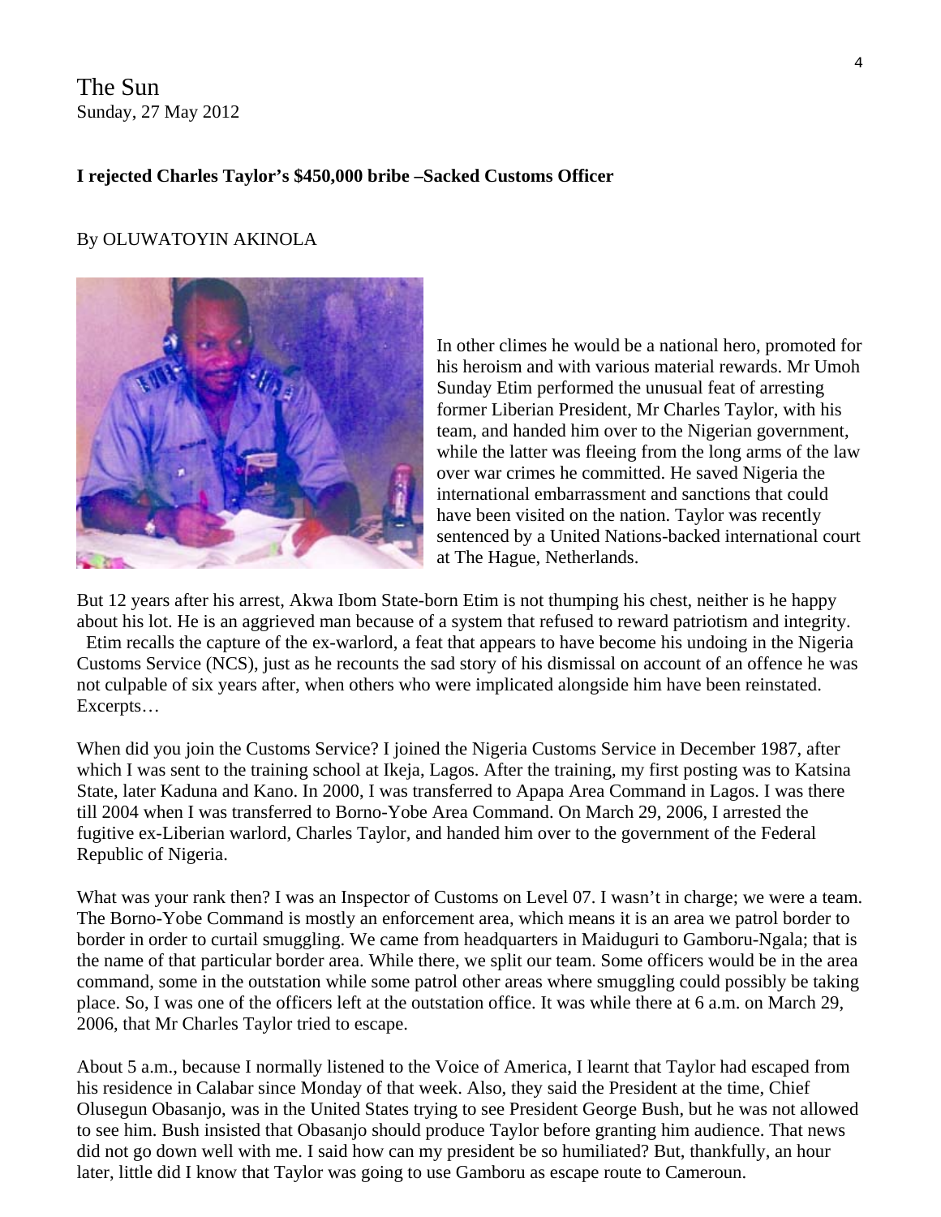The Sun
Sunday, 27 May 2012

**I rejected Charles Taylor's $450,000 bribe –Sacked Customs Officer**

By OLUWATOYIN AKINOLA

In other climes he would be a national hero, promoted for his heroism and with various material rewards. Mr Umoh Sunday Etim performed the unusual feat of arresting former Liberian President, Mr Charles Taylor, with his team, and handed him over to the Nigerian government, while the latter was fleeing from the long arms of the law over war crimes he committed. He saved Nigeria the international embarrassment and sanctions that could have been visited on the nation. Taylor was recently sentenced by a United Nations-backed international court at The Hague, Netherlands.

But 12 years after his arrest, Akwa Ibom State-born Etim is not thumping his chest, neither is he happy about his lot. He is an aggrieved man because of a system that refused to reward patriotism and integrity. Etim recalls the capture of the ex-warlord, a feat that appears to have become his undoing in the Nigeria Customs Service (NCS), just as he recounts the sad story of his dismissal on account of an offence he was not culpable of six years after, when others who were implicated alongside him have been reinstated. Excerpts…

When did you join the Customs Service? I joined the Nigeria Customs Service in December 1987, after which I was sent to the training school at Ikeja, Lagos. After the training, my first posting was to Katsina State, later Kaduna and Kano. In 2000, I was transferred to Apapa Area Command in Lagos. I was there till 2004 when I was transferred to Borno-Yobe Area Command. On March 29, 2006, I arrested the fugitive ex-Liberian warlord, Charles Taylor, and handed him over to the government of the Federal Republic of Nigeria.

What was your rank then? I was an Inspector of Customs on Level 07. I wasn't in charge; we were a team. The Borno-Yobe Command is mostly an enforcement area, which means it is an area we patrol border to border in order to curtail smuggling. We came from headquarters in Maiduguri to Gamboru-Ngala; that is the name of that particular border area. While there, we split our team. Some officers would be in the area command, some in the outstation while some patrol other areas where smuggling could possibly be taking place. So, I was one of the officers left at the outstation office. It was while there at 6 a.m. on March 29, 2006, that Mr Charles Taylor tried to escape.

About 5 a.m., because I normally listened to the Voice of America, I learnt that Taylor had escaped from his residence in Calabar since Monday of that week. Also, they said the President at the time, Chief Olusegun Obasanjo, was in the United States trying to see President George Bush, but he was not allowed to see him. Bush insisted that Obasanjo should produce Taylor before granting him audience. That news did not go down well with me. I said how can my president be so humiliated? But, thankfully, an hour later, little did I know that Taylor was going to use Gamboru as escape route to Cameroun.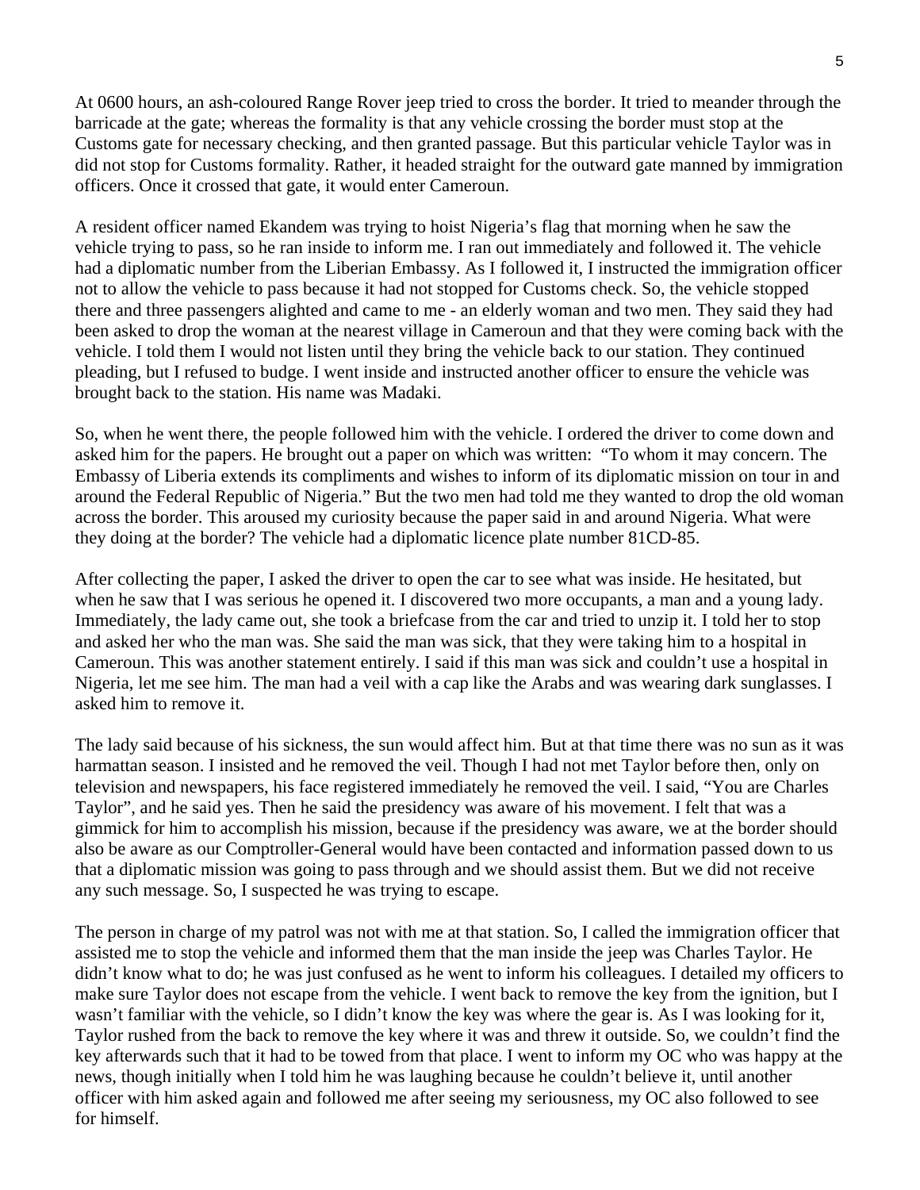At 0600 hours, an ash-coloured Range Rover jeep tried to cross the border. It tried to meander through the barricade at the gate; whereas the formality is that any vehicle crossing the border must stop at the Customs gate for necessary checking, and then granted passage. But this particular vehicle Taylor was in did not stop for Customs formality. Rather, it headed straight for the outward gate manned by immigration officers. Once it crossed that gate, it would enter Cameroun.

A resident officer named Ekandem was trying to hoist Nigeria's flag that morning when he saw the vehicle trying to pass, so he ran inside to inform me. I ran out immediately and followed it. The vehicle had a diplomatic number from the Liberian Embassy. As I followed it, I instructed the immigration officer not to allow the vehicle to pass because it had not stopped for Customs check. So, the vehicle stopped there and three passengers alighted and came to me - an elderly woman and two men. They said they had been asked to drop the woman at the nearest village in Cameroun and that they were coming back with the vehicle. I told them I would not listen until they bring the vehicle back to our station. They continued pleading, but I refused to budge. I went inside and instructed another officer to ensure the vehicle was brought back to the station. His name was Madaki.

So, when he went there, the people followed him with the vehicle. I ordered the driver to come down and asked him for the papers. He brought out a paper on which was written: "To whom it may concern. The Embassy of Liberia extends its compliments and wishes to inform of its diplomatic mission on tour in and around the Federal Republic of Nigeria." But the two men had told me they wanted to drop the old woman across the border. This aroused my curiosity because the paper said in and around Nigeria. What were they doing at the border? The vehicle had a diplomatic licence plate number 81CD-85.

After collecting the paper, I asked the driver to open the car to see what was inside. He hesitated, but when he saw that I was serious he opened it. I discovered two more occupants, a man and a young lady. Immediately, the lady came out, she took a briefcase from the car and tried to unzip it. I told her to stop and asked her who the man was. She said the man was sick, that they were taking him to a hospital in Cameroun. This was another statement entirely. I said if this man was sick and couldn't use a hospital in Nigeria, let me see him. The man had a veil with a cap like the Arabs and was wearing dark sunglasses. I asked him to remove it.

The lady said because of his sickness, the sun would affect him. But at that time there was no sun as it was harmattan season. I insisted and he removed the veil. Though I had not met Taylor before then, only on television and newspapers, his face registered immediately he removed the veil. I said, "You are Charles Taylor", and he said yes. Then he said the presidency was aware of his movement. I felt that was a gimmick for him to accomplish his mission, because if the presidency was aware, we at the border should also be aware as our Comptroller-General would have been contacted and information passed down to us that a diplomatic mission was going to pass through and we should assist them. But we did not receive any such message. So, I suspected he was trying to escape.

The person in charge of my patrol was not with me at that station. So, I called the immigration officer that assisted me to stop the vehicle and informed them that the man inside the jeep was Charles Taylor. He didn't know what to do; he was just confused as he went to inform his colleagues. I detailed my officers to make sure Taylor does not escape from the vehicle. I went back to remove the key from the ignition, but I wasn't familiar with the vehicle, so I didn't know the key was where the gear is. As I was looking for it, Taylor rushed from the back to remove the key where it was and threw it outside. So, we couldn't find the key afterwards such that it had to be towed from that place. I went to inform my OC who was happy at the news, though initially when I told him he was laughing because he couldn't believe it, until another officer with him asked again and followed me after seeing my seriousness, my OC also followed to see for himself.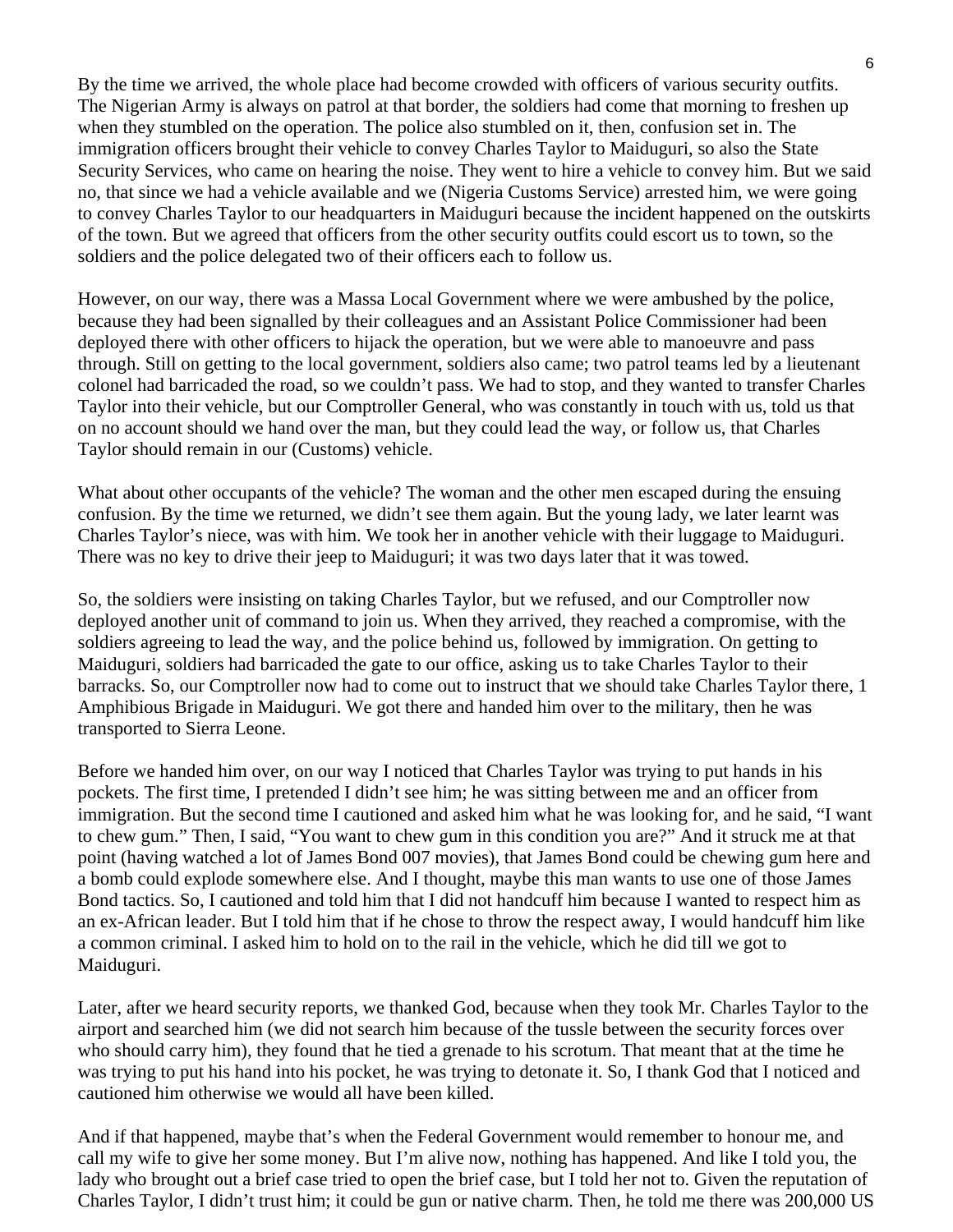By the time we arrived, the whole place had become crowded with officers of various security outfits. The Nigerian Army is always on patrol at that border, the soldiers had come that morning to freshen up when they stumbled on the operation. The police also stumbled on it, then, confusion set in. The immigration officers brought their vehicle to convey Charles Taylor to Maiduguri, so also the State Security Services, who came on hearing the noise. They went to hire a vehicle to convey him. But we said no, that since we had a vehicle available and we (Nigeria Customs Service) arrested him, we were going to convey Charles Taylor to our headquarters in Maiduguri because the incident happened on the outskirts of the town. But we agreed that officers from the other security outfits could escort us to town, so the soldiers and the police delegated two of their officers each to follow us.

However, on our way, there was a Massa Local Government where we were ambushed by the police, because they had been signalled by their colleagues and an Assistant Police Commissioner had been deployed there with other officers to hijack the operation, but we were able to manoeuvre and pass through. Still on getting to the local government, soldiers also came; two patrol teams led by a lieutenant colonel had barricaded the road, so we couldn't pass. We had to stop, and they wanted to transfer Charles Taylor into their vehicle, but our Comptroller General, who was constantly in touch with us, told us that on no account should we hand over the man, but they could lead the way, or follow us, that Charles Taylor should remain in our (Customs) vehicle.

What about other occupants of the vehicle? The woman and the other men escaped during the ensuing confusion. By the time we returned, we didn't see them again. But the young lady, we later learnt was Charles Taylor's niece, was with him. We took her in another vehicle with their luggage to Maiduguri. There was no key to drive their jeep to Maiduguri; it was two days later that it was towed.

So, the soldiers were insisting on taking Charles Taylor, but we refused, and our Comptroller now deployed another unit of command to join us. When they arrived, they reached a compromise, with the soldiers agreeing to lead the way, and the police behind us, followed by immigration. On getting to Maiduguri, soldiers had barricaded the gate to our office, asking us to take Charles Taylor to their barracks. So, our Comptroller now had to come out to instruct that we should take Charles Taylor there, 1 Amphibious Brigade in Maiduguri. We got there and handed him over to the military, then he was transported to Sierra Leone.

Before we handed him over, on our way I noticed that Charles Taylor was trying to put hands in his pockets. The first time, I pretended I didn't see him; he was sitting between me and an officer from immigration. But the second time I cautioned and asked him what he was looking for, and he said, "I want to chew gum." Then, I said, "You want to chew gum in this condition you are?" And it struck me at that point (having watched a lot of James Bond 007 movies), that James Bond could be chewing gum here and a bomb could explode somewhere else. And I thought, maybe this man wants to use one of those James Bond tactics. So, I cautioned and told him that I did not handcuff him because I wanted to respect him as an ex-African leader. But I told him that if he chose to throw the respect away, I would handcuff him like a common criminal. I asked him to hold on to the rail in the vehicle, which he did till we got to Maiduguri.

Later, after we heard security reports, we thanked God, because when they took Mr. Charles Taylor to the airport and searched him (we did not search him because of the tussle between the security forces over who should carry him), they found that he tied a grenade to his scrotum. That meant that at the time he was trying to put his hand into his pocket, he was trying to detonate it. So, I thank God that I noticed and cautioned him otherwise we would all have been killed.

And if that happened, maybe that's when the Federal Government would remember to honour me, and call my wife to give her some money. But I'm alive now, nothing has happened. And like I told you, the lady who brought out a brief case tried to open the brief case, but I told her not to. Given the reputation of Charles Taylor, I didn't trust him; it could be gun or native charm. Then, he told me there was 200,000 US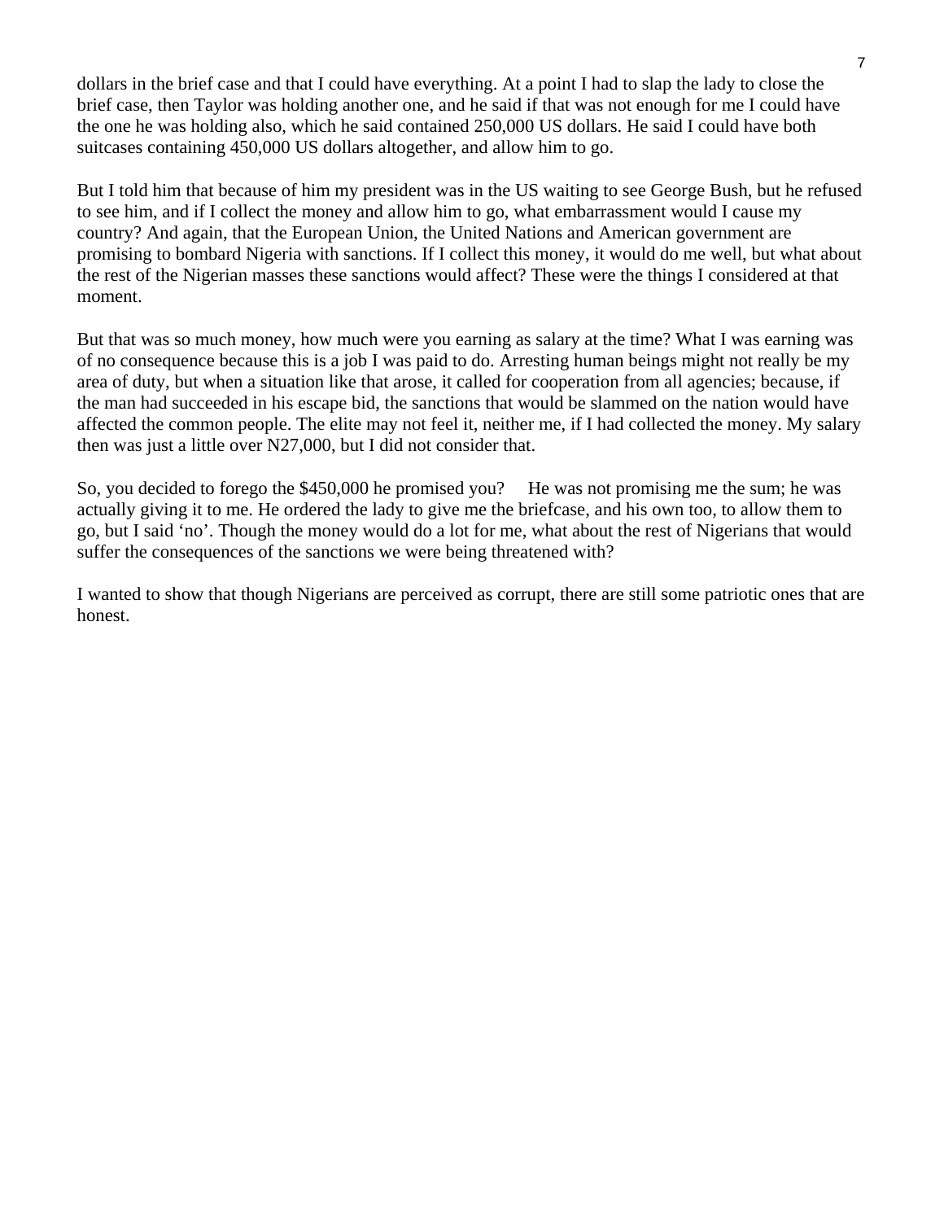dollars in the brief case and that I could have everything. At a point I had to slap the lady to close the brief case, then Taylor was holding another one, and he said if that was not enough for me I could have the one he was holding also, which he said contained 250,000 US dollars. He said I could have both suitcases containing 450,000 US dollars altogether, and allow him to go.

But I told him that because of him my president was in the US waiting to see George Bush, but he refused to see him, and if I collect the money and allow him to go, what embarrassment would I cause my country? And again, that the European Union, the United Nations and American government are promising to bombard Nigeria with sanctions. If I collect this money, it would do me well, but what about the rest of the Nigerian masses these sanctions would affect? These were the things I considered at that moment.

But that was so much money, how much were you earning as salary at the time? What I was earning was of no consequence because this is a job I was paid to do. Arresting human beings might not really be my area of duty, but when a situation like that arose, it called for cooperation from all agencies; because, if the man had succeeded in his escape bid, the sanctions that would be slammed on the nation would have affected the common people. The elite may not feel it, neither me, if I had collected the money. My salary then was just a little over N27,000, but I did not consider that.

So, you decided to forego the $450,000 he promised you? He was not promising me the sum; he was actually giving it to me. He ordered the lady to give me the briefcase, and his own too, to allow them to go, but I said 'no'. Though the money would do a lot for me, what about the rest of Nigerians that would suffer the consequences of the sanctions we were being threatened with?

I wanted to show that though Nigerians are perceived as corrupt, there are still some patriotic ones that are honest.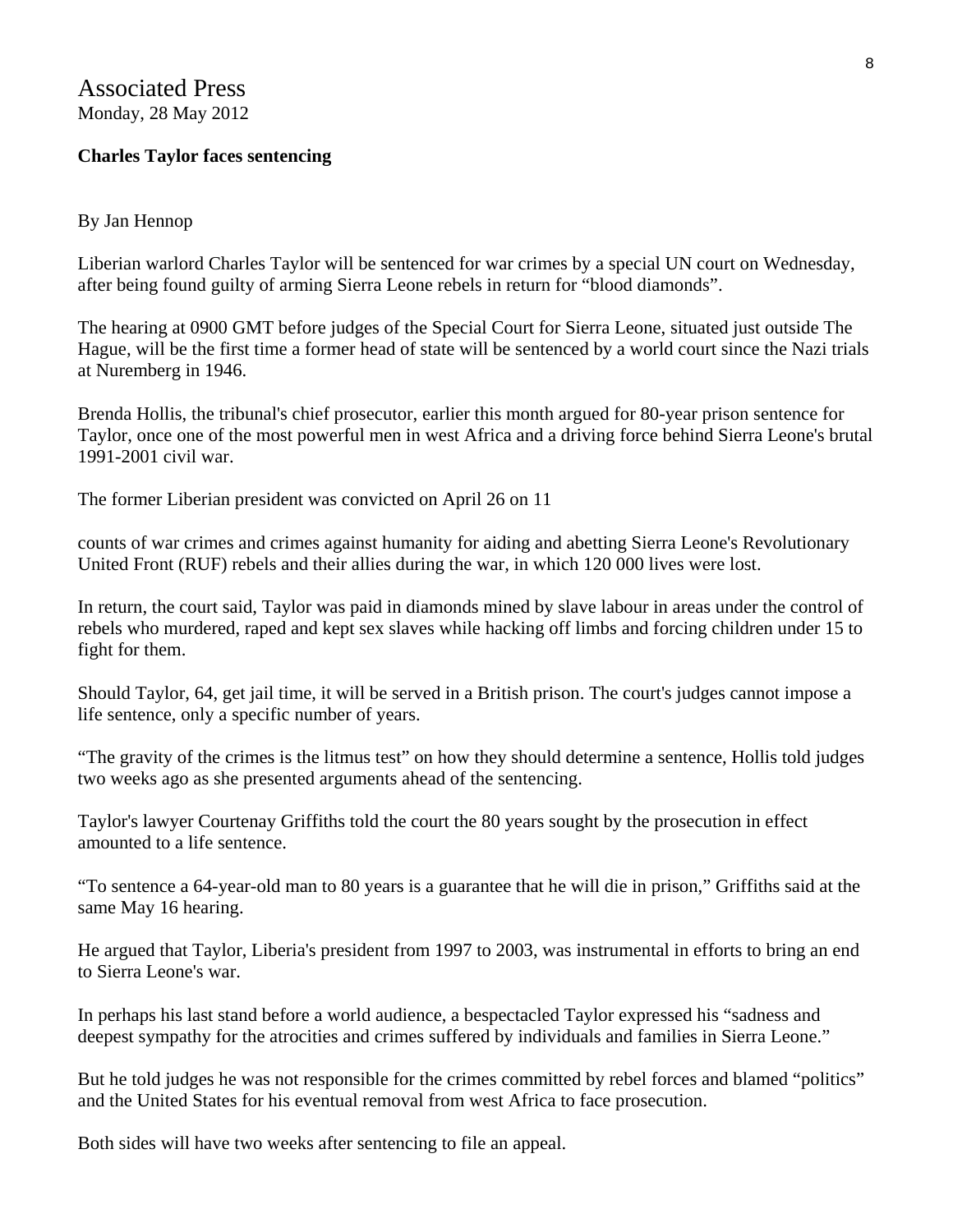## Associated Press

Monday, 28 May 2012

**Charles Taylor faces sentencing**

By Jan Hennop

Liberian warlord Charles Taylor will be sentenced for war crimes by a special UN court on Wednesday, after being found guilty of arming Sierra Leone rebels in return for "blood diamonds".

The hearing at 0900 GMT before judges of the Special Court for Sierra Leone, situated just outside The Hague, will be the first time a former head of state will be sentenced by a world court since the Nazi trials at Nuremberg in 1946.

Brenda Hollis, the tribunal's chief prosecutor, earlier this month argued for 80-year prison sentence for Taylor, once one of the most powerful men in west Africa and a driving force behind Sierra Leone's brutal 1991-2001 civil war.

The former Liberian president was convicted on April 26 on 11 counts of war crimes and crimes against humanity for aiding and abetting Sierra Leone's Revolutionary United Front (RUF) rebels and their allies during the war, in which 120 000 lives were lost.

In return, the court said, Taylor was paid in diamonds mined by slave labour in areas under the control of rebels who murdered, raped and kept sex slaves while hacking off limbs and forcing children under 15 to fight for them.

Should Taylor, 64, get jail time, it will be served in a British prison. The court's judges cannot impose a life sentence, only a specific number of years.

"The gravity of the crimes is the litmus test" on how they should determine a sentence, Hollis told judges two weeks ago as she presented arguments ahead of the sentencing.

Taylor's lawyer Courtenay Griffiths told the court the 80 years sought by the prosecution in effect amounted to a life sentence.

"To sentence a 64-year-old man to 80 years is a guarantee that he will die in prison," Griffiths said at the same May 16 hearing.

He argued that Taylor, Liberia's president from 1997 to 2003, was instrumental in efforts to bring an end to Sierra Leone's war.

In perhaps his last stand before a world audience, a bespectacled Taylor expressed his "sadness and deepest sympathy for the atrocities and crimes suffered by individuals and families in Sierra Leone."

But he told judges he was not responsible for the crimes committed by rebel forces and blamed "politics" and the United States for his eventual removal from west Africa to face prosecution.

Both sides will have two weeks after sentencing to file an appeal.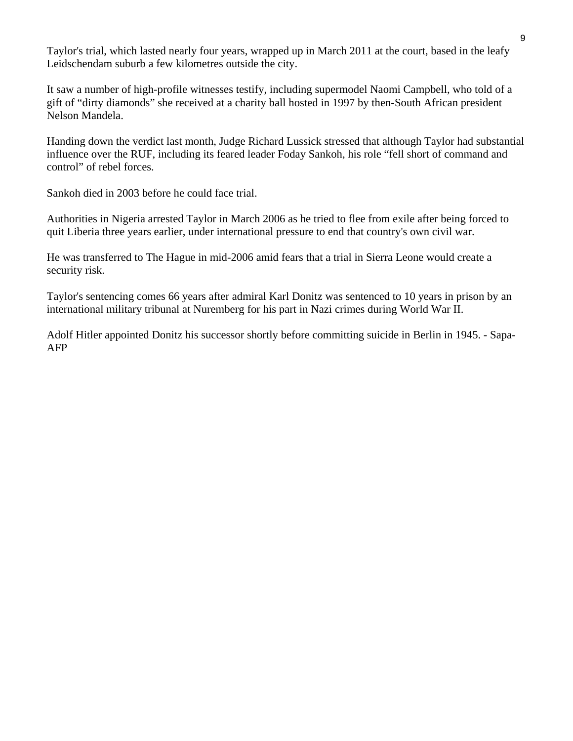Taylor's trial, which lasted nearly four years, wrapped up in March 2011 at the court, based in the leafy Leidschendam suburb a few kilometres outside the city.

It saw a number of high-profile witnesses testify, including supermodel Naomi Campbell, who told of a gift of "dirty diamonds" she received at a charity ball hosted in 1997 by then-South African president Nelson Mandela.

Handing down the verdict last month, Judge Richard Lussick stressed that although Taylor had substantial influence over the RUF, including its feared leader Foday Sankoh, his role "fell short of command and control" of rebel forces.

Sankoh died in 2003 before he could face trial.

Authorities in Nigeria arrested Taylor in March 2006 as he tried to flee from exile after being forced to quit Liberia three years earlier, under international pressure to end that country's own civil war.

He was transferred to The Hague in mid-2006 amid fears that a trial in Sierra Leone would create a security risk.

Taylor's sentencing comes 66 years after admiral Karl Donitz was sentenced to 10 years in prison by an international military tribunal at Nuremberg for his part in Nazi crimes during World War II.

Adolf Hitler appointed Donitz his successor shortly before committing suicide in Berlin in 1945. - Sapa-AFP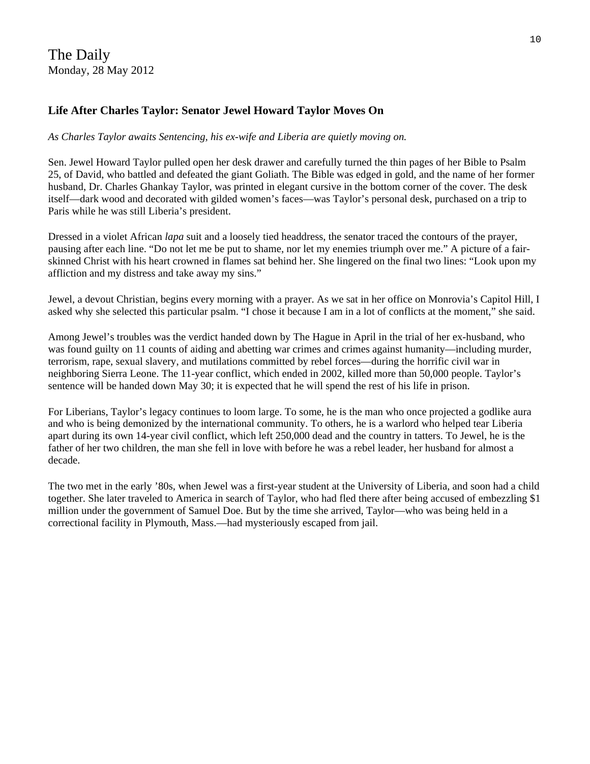The Daily
Monday, 28 May 2012

## Life After Charles Taylor: Senator Jewel Howard Taylor Moves On

*As Charles Taylor awaits Sentencing, his ex-wife and Liberia are quietly moving on.*

Sen. Jewel Howard Taylor pulled open her desk drawer and carefully turned the thin pages of her Bible to Psalm 25, of David, who battled and defeated the giant Goliath. The Bible was edged in gold, and the name of her former husband, Dr. Charles Ghankay Taylor, was printed in elegant cursive in the bottom corner of the cover. The desk itself—dark wood and decorated with gilded women's faces—was Taylor's personal desk, purchased on a trip to Paris while he was still Liberia's president.

Dressed in a violet African *lapa* suit and a loosely tied headdress, the senator traced the contours of the prayer, pausing after each line. "Do not let me be put to shame, nor let my enemies triumph over me." A picture of a fair-skinned Christ with his heart crowned in flames sat behind her. She lingered on the final two lines: "Look upon my affliction and my distress and take away my sins."

Jewel, a devout Christian, begins every morning with a prayer. As we sat in her office on Monrovia's Capitol Hill, I asked why she selected this particular psalm. "I chose it because I am in a lot of conflicts at the moment," she said.

Among Jewel's troubles was the verdict handed down by The Hague in April in the trial of her ex-husband, who was found guilty on 11 counts of aiding and abetting war crimes and crimes against humanity—including murder, terrorism, rape, sexual slavery, and mutilations committed by rebel forces—during the horrific civil war in neighboring Sierra Leone. The 11-year conflict, which ended in 2002, killed more than 50,000 people. Taylor's sentence will be handed down May 30; it is expected that he will spend the rest of his life in prison.

For Liberians, Taylor's legacy continues to loom large. To some, he is the man who once projected a godlike aura and who is being demonized by the international community. To others, he is a warlord who helped tear Liberia apart during its own 14-year civil conflict, which left 250,000 dead and the country in tatters. To Jewel, he is the father of her two children, the man she fell in love with before he was a rebel leader, her husband for almost a decade.

The two met in the early '80s, when Jewel was a first-year student at the University of Liberia, and soon had a child together. She later traveled to America in search of Taylor, who had fled there after being accused of embezzling $1 million under the government of Samuel Doe. But by the time she arrived, Taylor—who was being held in a correctional facility in Plymouth, Mass.—had mysteriously escaped from jail.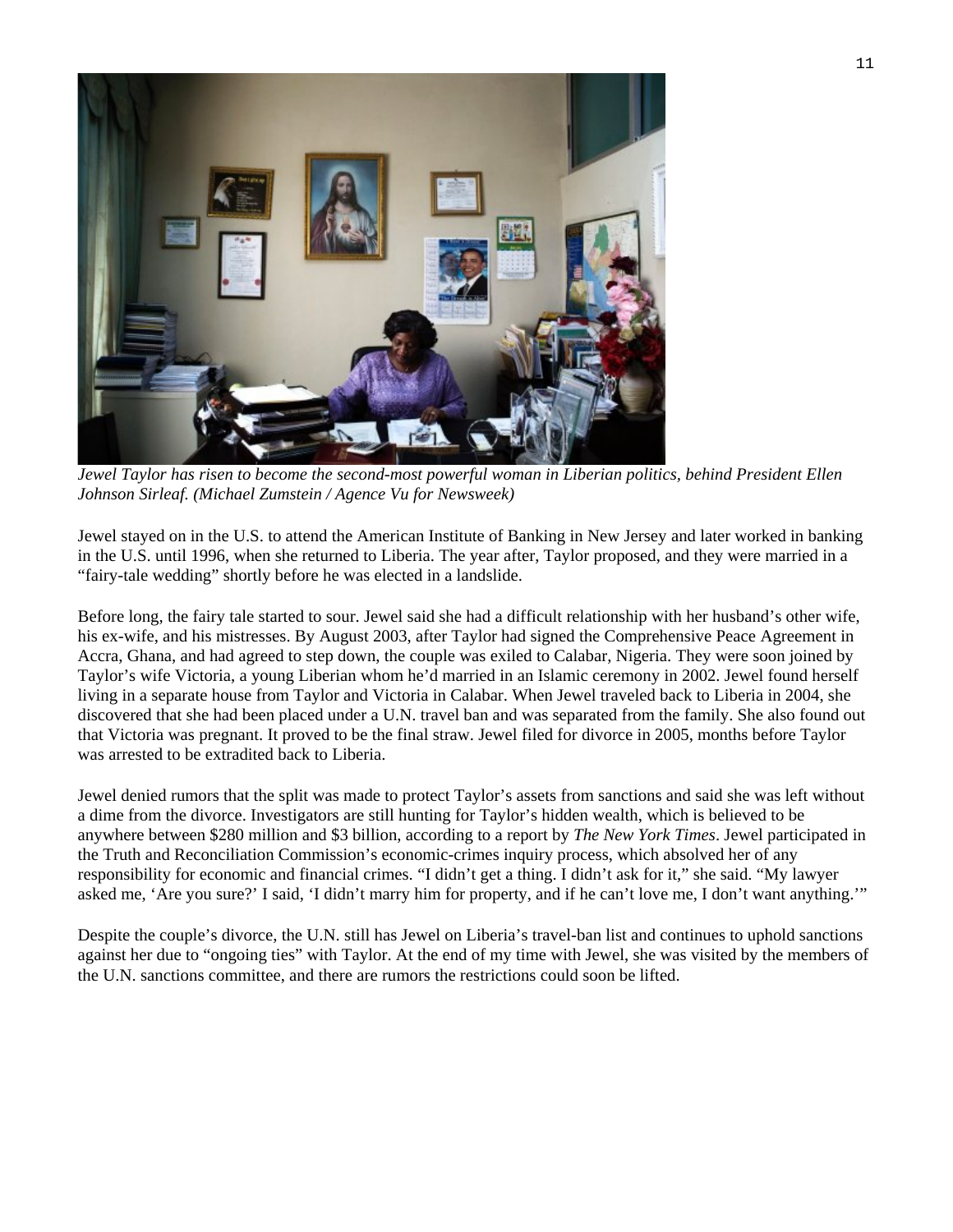*Jewel Taylor has risen to become the second-most powerful woman in Liberian politics, behind President Ellen Johnson Sirleaf. (Michael Zumstein / Agence Vu for Newsweek)*

Jewel stayed on in the U.S. to attend the American Institute of Banking in New Jersey and later worked in banking in the U.S. until 1996, when she returned to Liberia. The year after, Taylor proposed, and they were married in a "fairy-tale wedding" shortly before he was elected in a landslide.

Before long, the fairy tale started to sour. Jewel said she had a difficult relationship with her husband's other wife, his ex-wife, and his mistresses. By August 2003, after Taylor had signed the Comprehensive Peace Agreement in Accra, Ghana, and had agreed to step down, the couple was exiled to Calabar, Nigeria. They were soon joined by Taylor's wife Victoria, a young Liberian whom he'd married in an Islamic ceremony in 2002. Jewel found herself living in a separate house from Taylor and Victoria in Calabar. When Jewel traveled back to Liberia in 2004, she discovered that she had been placed under a U.N. travel ban and was separated from the family. She also found out that Victoria was pregnant. It proved to be the final straw. Jewel filed for divorce in 2005, months before Taylor was arrested to be extradited back to Liberia.

Jewel denied rumors that the split was made to protect Taylor's assets from sanctions and said she was left without a dime from the divorce. Investigators are still hunting for Taylor's hidden wealth, which is believed to be anywhere between $280 million and $3 billion, according to a report by *The New York Times*. Jewel participated in the Truth and Reconciliation Commission's economic-crimes inquiry process, which absolved her of any responsibility for economic and financial crimes. "I didn't get a thing. I didn't ask for it," she said. "My lawyer asked me, 'Are you sure?' I said, 'I didn't marry him for property, and if he can't love me, I don't want anything.'"

Despite the couple's divorce, the U.N. still has Jewel on Liberia's travel-ban list and continues to uphold sanctions against her due to "ongoing ties" with Taylor. At the end of my time with Jewel, she was visited by the members of the U.N. sanctions committee, and there are rumors the restrictions could soon be lifted.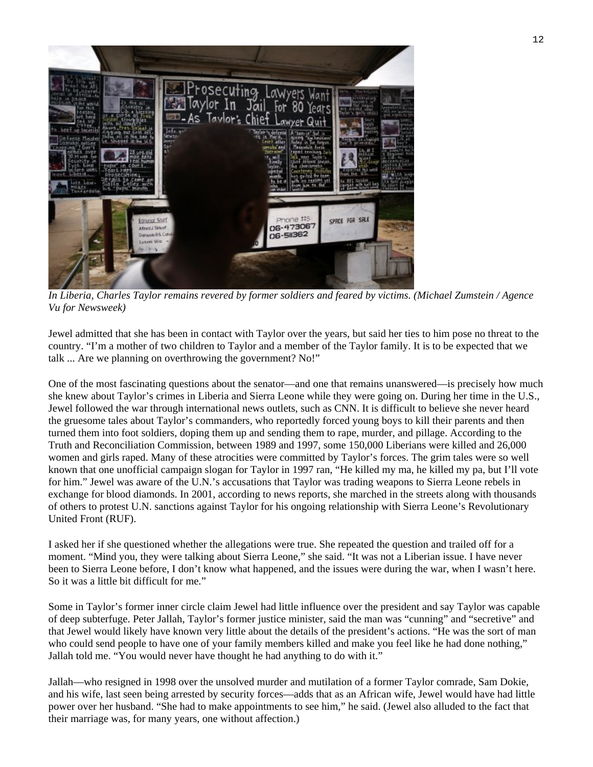*In Liberia, Charles Taylor remains revered by former soldiers and feared by victims. (Michael Zumstein / Agence Vu for Newsweek)*

Jewel admitted that she has been in contact with Taylor over the years, but said her ties to him pose no threat to the country. “I’m a mother of two children to Taylor and a member of the Taylor family. It is to be expected that we talk ... Are we planning on overthrowing the government? No!”

One of the most fascinating questions about the senator—and one that remains unanswered—is precisely how much she knew about Taylor’s crimes in Liberia and Sierra Leone while they were going on. During her time in the U.S., Jewel followed the war through international news outlets, such as CNN. It is difficult to believe she never heard the gruesome tales about Taylor’s commanders, who reportedly forced young boys to kill their parents and then turned them into foot soldiers, doping them up and sending them to rape, murder, and pillage. According to the Truth and Reconciliation Commission, between 1989 and 1997, some 150,000 Liberians were killed and 26,000 women and girls raped. Many of these atrocities were committed by Taylor’s forces. The grim tales were so well known that one unofficial campaign slogan for Taylor in 1997 ran, “He killed my ma, he killed my pa, but I’ll vote for him.” Jewel was aware of the U.N.’s accusations that Taylor was trading weapons to Sierra Leone rebels in exchange for blood diamonds. In 2001, according to news reports, she marched in the streets along with thousands of others to protest U.N. sanctions against Taylor for his ongoing relationship with Sierra Leone’s Revolutionary United Front (RUF).

I asked her if she questioned whether the allegations were true. She repeated the question and trailed off for a moment. “Mind you, they were talking about Sierra Leone,” she said. “It was not a Liberian issue. I have never been to Sierra Leone before, I don’t know what happened, and the issues were during the war, when I wasn’t here. So it was a little bit difficult for me.”

Some in Taylor’s former inner circle claim Jewel had little influence over the president and say Taylor was capable of deep subterfuge. Peter Jallah, Taylor’s former justice minister, said the man was “cunning” and “secretive” and that Jewel would likely have known very little about the details of the president’s actions. “He was the sort of man who could send people to have one of your family members killed and make you feel like he had done nothing,” Jallah told me. “You would never have thought he had anything to do with it.”

Jallah—who resigned in 1998 over the unsolved murder and mutilation of a former Taylor comrade, Sam Dokie, and his wife, last seen being arrested by security forces—adds that as an African wife, Jewel would have had little power over her husband. “She had to make appointments to see him,” he said. (Jewel also alluded to the fact that their marriage was, for many years, one without affection.)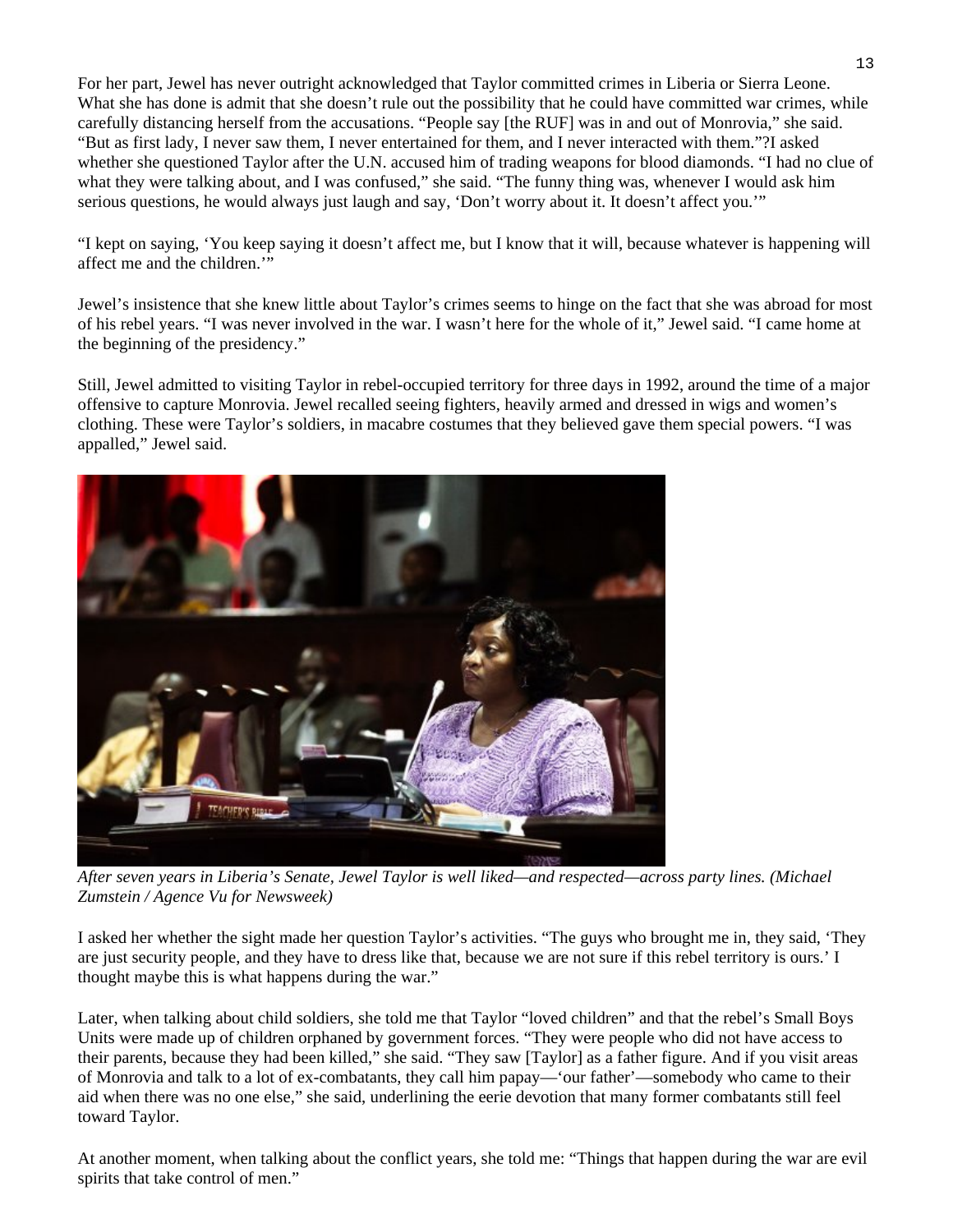For her part, Jewel has never outright acknowledged that Taylor committed crimes in Liberia or Sierra Leone. What she has done is admit that she doesn't rule out the possibility that he could have committed war crimes, while carefully distancing herself from the accusations. "People say [the RUF] was in and out of Monrovia," she said. "But as first lady, I never saw them, I never entertained for them, and I never interacted with them."?I asked whether she questioned Taylor after the U.N. accused him of trading weapons for blood diamonds. "I had no clue of what they were talking about, and I was confused," she said. "The funny thing was, whenever I would ask him serious questions, he would always just laugh and say, 'Don't worry about it. It doesn't affect you.'"

"I kept on saying, 'You keep saying it doesn't affect me, but I know that it will, because whatever is happening will affect me and the children.'"

Jewel's insistence that she knew little about Taylor's crimes seems to hinge on the fact that she was abroad for most of his rebel years. "I was never involved in the war. I wasn't here for the whole of it," Jewel said. "I came home at the beginning of the presidency."

Still, Jewel admitted to visiting Taylor in rebel-occupied territory for three days in 1992, around the time of a major offensive to capture Monrovia. Jewel recalled seeing fighters, heavily armed and dressed in wigs and women's clothing. These were Taylor's soldiers, in macabre costumes that they believed gave them special powers. "I was appalled," Jewel said.

*After seven years in Liberia's Senate, Jewel Taylor is well liked—and respected—across party lines. (Michael Zumstein / Agence Vu for Newsweek)*

I asked her whether the sight made her question Taylor's activities. "The guys who brought me in, they said, 'They are just security people, and they have to dress like that, because we are not sure if this rebel territory is ours.' I thought maybe this is what happens during the war."

Later, when talking about child soldiers, she told me that Taylor "loved children" and that the rebel's Small Boys Units were made up of children orphaned by government forces. "They were people who did not have access to their parents, because they had been killed," she said. "They saw [Taylor] as a father figure. And if you visit areas of Monrovia and talk to a lot of ex-combatants, they call him papay—'our father'—somebody who came to their aid when there was no one else," she said, underlining the eerie devotion that many former combatants still feel toward Taylor.

At another moment, when talking about the conflict years, she told me: "Things that happen during the war are evil spirits that take control of men."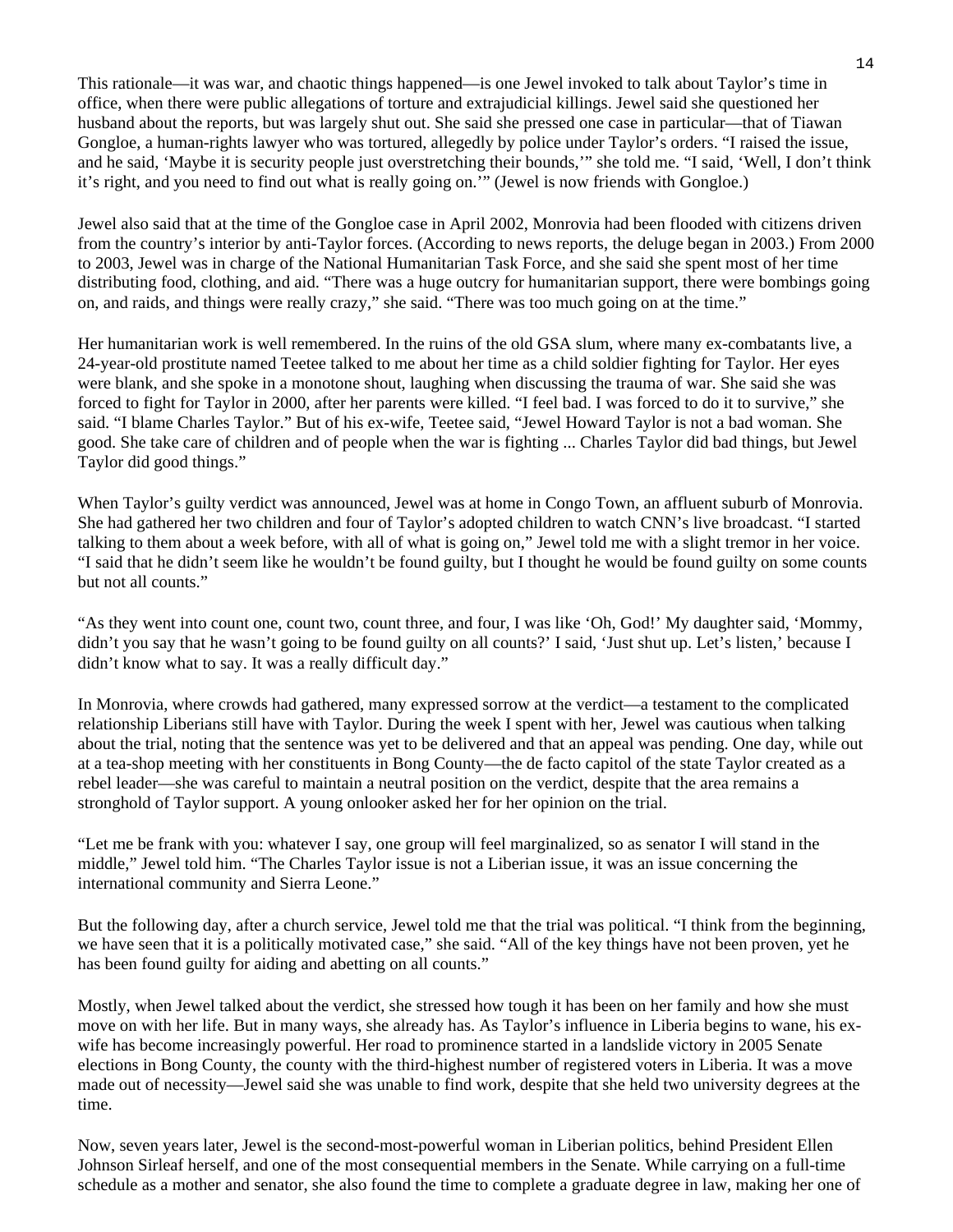This rationale—it was war, and chaotic things happened—is one Jewel invoked to talk about Taylor's time in office, when there were public allegations of torture and extrajudicial killings. Jewel said she questioned her husband about the reports, but was largely shut out. She said she pressed one case in particular—that of Tiawan Gongloe, a human-rights lawyer who was tortured, allegedly by police under Taylor's orders. "I raised the issue, and he said, 'Maybe it is security people just overstretching their bounds,'" she told me. "I said, 'Well, I don't think it's right, and you need to find out what is really going on.'" (Jewel is now friends with Gongloe.)

Jewel also said that at the time of the Gongloe case in April 2002, Monrovia had been flooded with citizens driven from the country's interior by anti-Taylor forces. (According to news reports, the deluge began in 2003.) From 2000 to 2003, Jewel was in charge of the National Humanitarian Task Force, and she said she spent most of her time distributing food, clothing, and aid. "There was a huge outcry for humanitarian support, there were bombings going on, and raids, and things were really crazy," she said. "There was too much going on at the time."

Her humanitarian work is well remembered. In the ruins of the old GSA slum, where many ex-combatants live, a 24-year-old prostitute named Teetee talked to me about her time as a child soldier fighting for Taylor. Her eyes were blank, and she spoke in a monotone shout, laughing when discussing the trauma of war. She said she was forced to fight for Taylor in 2000, after her parents were killed. "I feel bad. I was forced to do it to survive," she said. "I blame Charles Taylor." But of his ex-wife, Teetee said, "Jewel Howard Taylor is not a bad woman. She good. She take care of children and of people when the war is fighting ... Charles Taylor did bad things, but Jewel Taylor did good things."

When Taylor's guilty verdict was announced, Jewel was at home in Congo Town, an affluent suburb of Monrovia. She had gathered her two children and four of Taylor's adopted children to watch CNN's live broadcast. "I started talking to them about a week before, with all of what is going on," Jewel told me with a slight tremor in her voice. "I said that he didn't seem like he wouldn't be found guilty, but I thought he would be found guilty on some counts but not all counts."

"As they went into count one, count two, count three, and four, I was like 'Oh, God!' My daughter said, 'Mommy, didn't you say that he wasn't going to be found guilty on all counts?' I said, 'Just shut up. Let's listen,' because I didn't know what to say. It was a really difficult day."

In Monrovia, where crowds had gathered, many expressed sorrow at the verdict—a testament to the complicated relationship Liberians still have with Taylor. During the week I spent with her, Jewel was cautious when talking about the trial, noting that the sentence was yet to be delivered and that an appeal was pending. One day, while out at a tea-shop meeting with her constituents in Bong County—the de facto capitol of the state Taylor created as a rebel leader—she was careful to maintain a neutral position on the verdict, despite that the area remains a stronghold of Taylor support. A young onlooker asked her for her opinion on the trial.

"Let me be frank with you: whatever I say, one group will feel marginalized, so as senator I will stand in the middle," Jewel told him. "The Charles Taylor issue is not a Liberian issue, it was an issue concerning the international community and Sierra Leone."

But the following day, after a church service, Jewel told me that the trial was political. "I think from the beginning, we have seen that it is a politically motivated case," she said. "All of the key things have not been proven, yet he has been found guilty for aiding and abetting on all counts."

Mostly, when Jewel talked about the verdict, she stressed how tough it has been on her family and how she must move on with her life. But in many ways, she already has. As Taylor's influence in Liberia begins to wane, his ex-wife has become increasingly powerful. Her road to prominence started in a landslide victory in 2005 Senate elections in Bong County, the county with the third-highest number of registered voters in Liberia. It was a move made out of necessity—Jewel said she was unable to find work, despite that she held two university degrees at the time.

Now, seven years later, Jewel is the second-most-powerful woman in Liberian politics, behind President Ellen Johnson Sirleaf herself, and one of the most consequential members in the Senate. While carrying on a full-time schedule as a mother and senator, she also found the time to complete a graduate degree in law, making her one of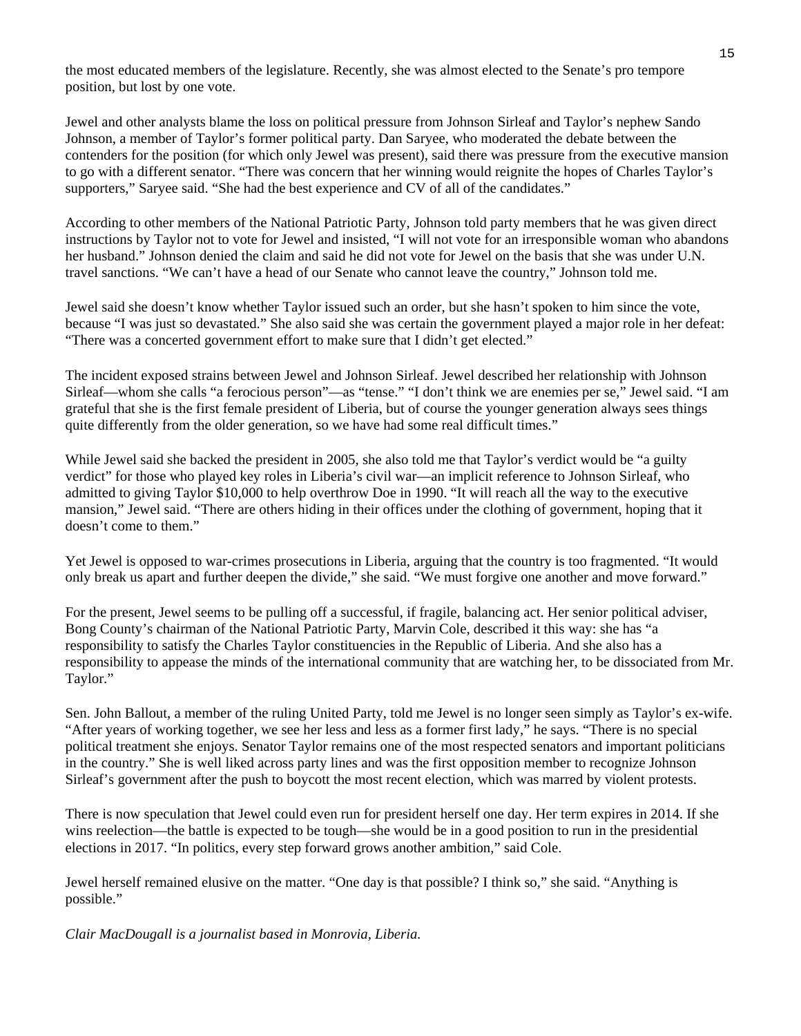the most educated members of the legislature. Recently, she was almost elected to the Senate's pro tempore position, but lost by one vote.

Jewel and other analysts blame the loss on political pressure from Johnson Sirleaf and Taylor's nephew Sando Johnson, a member of Taylor's former political party. Dan Saryee, who moderated the debate between the contenders for the position (for which only Jewel was present), said there was pressure from the executive mansion to go with a different senator. "There was concern that her winning would reignite the hopes of Charles Taylor's supporters," Saryee said. "She had the best experience and CV of all of the candidates."

According to other members of the National Patriotic Party, Johnson told party members that he was given direct instructions by Taylor not to vote for Jewel and insisted, "I will not vote for an irresponsible woman who abandons her husband." Johnson denied the claim and said he did not vote for Jewel on the basis that she was under U.N. travel sanctions. "We can't have a head of our Senate who cannot leave the country," Johnson told me.

Jewel said she doesn't know whether Taylor issued such an order, but she hasn't spoken to him since the vote, because "I was just so devastated." She also said she was certain the government played a major role in her defeat: "There was a concerted government effort to make sure that I didn't get elected."

The incident exposed strains between Jewel and Johnson Sirleaf. Jewel described her relationship with Johnson Sirleaf—whom she calls "a ferocious person"—as "tense." "I don't think we are enemies per se," Jewel said. "I am grateful that she is the first female president of Liberia, but of course the younger generation always sees things quite differently from the older generation, so we have had some real difficult times."

While Jewel said she backed the president in 2005, she also told me that Taylor's verdict would be "a guilty verdict" for those who played key roles in Liberia's civil war—an implicit reference to Johnson Sirleaf, who admitted to giving Taylor $10,000 to help overthrow Doe in 1990. "It will reach all the way to the executive mansion," Jewel said. "There are others hiding in their offices under the clothing of government, hoping that it doesn't come to them."

Yet Jewel is opposed to war-crimes prosecutions in Liberia, arguing that the country is too fragmented. "It would only break us apart and further deepen the divide," she said. "We must forgive one another and move forward."

For the present, Jewel seems to be pulling off a successful, if fragile, balancing act. Her senior political adviser, Bong County's chairman of the National Patriotic Party, Marvin Cole, described it this way: she has "a responsibility to satisfy the Charles Taylor constituencies in the Republic of Liberia. And she also has a responsibility to appease the minds of the international community that are watching her, to be dissociated from Mr. Taylor."

Sen. John Ballout, a member of the ruling United Party, told me Jewel is no longer seen simply as Taylor's ex-wife. "After years of working together, we see her less and less as a former first lady," he says. "There is no special political treatment she enjoys. Senator Taylor remains one of the most respected senators and important politicians in the country." She is well liked across party lines and was the first opposition member to recognize Johnson Sirleaf's government after the push to boycott the most recent election, which was marred by violent protests.

There is now speculation that Jewel could even run for president herself one day. Her term expires in 2014. If she wins reelection—the battle is expected to be tough—she would be in a good position to run in the presidential elections in 2017. "In politics, every step forward grows another ambition," said Cole.

Jewel herself remained elusive on the matter. "One day is that possible? I think so," she said. "Anything is possible."

*Clair MacDougall is a journalist based in Monrovia, Liberia.*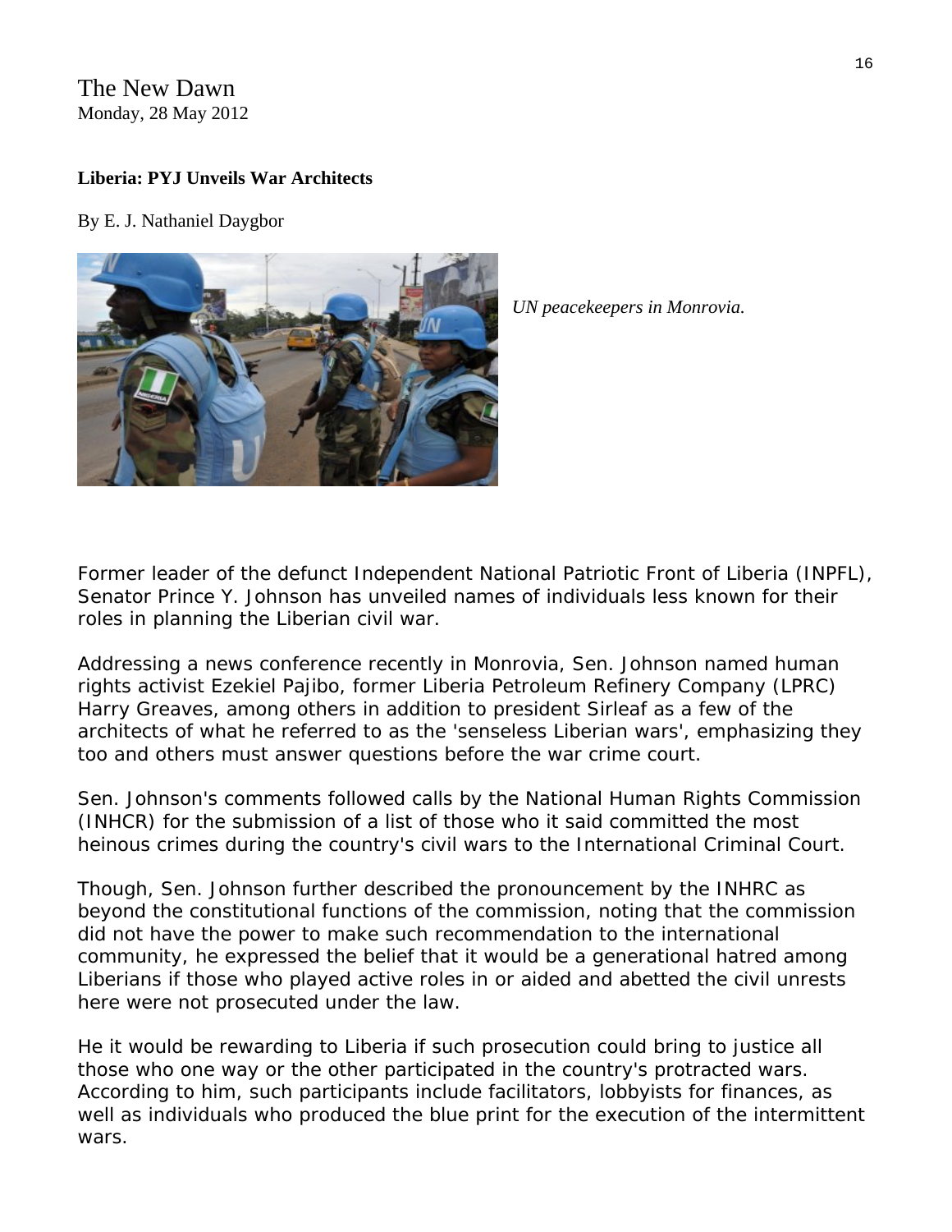The New Dawn
Monday, 28 May 2012

**Liberia: PYJ Unveils War Architects**

By E. J. Nathaniel Daygbor

*UN peacekeepers in Monrovia.*

Former leader of the defunct Independent National Patriotic Front of Liberia (INPFL), Senator Prince Y. Johnson has unveiled names of individuals less known for their roles in planning the Liberian civil war.

Addressing a news conference recently in Monrovia, Sen. Johnson named human rights activist Ezekiel Pajibo, former Liberia Petroleum Refinery Company (LPRC) Harry Greaves, among others in addition to president Sirleaf as a few of the architects of what he referred to as the 'senseless Liberian wars', emphasizing they too and others must answer questions before the war crime court.

Sen. Johnson's comments followed calls by the National Human Rights Commission (INHCR) for the submission of a list of those who it said committed the most heinous crimes during the country's civil wars to the International Criminal Court.

Though, Sen. Johnson further described the pronouncement by the INHRC as beyond the constitutional functions of the commission, noting that the commission did not have the power to make such recommendation to the international community, he expressed the belief that it would be a generational hatred among Liberians if those who played active roles in or aided and abetted the civil unrests here were not prosecuted under the law.

He it would be rewarding to Liberia if such prosecution could bring to justice all those who one way or the other participated in the country's protracted wars. According to him, such participants include facilitators, lobbyists for finances, as well as individuals who produced the blue print for the execution of the intermittent wars.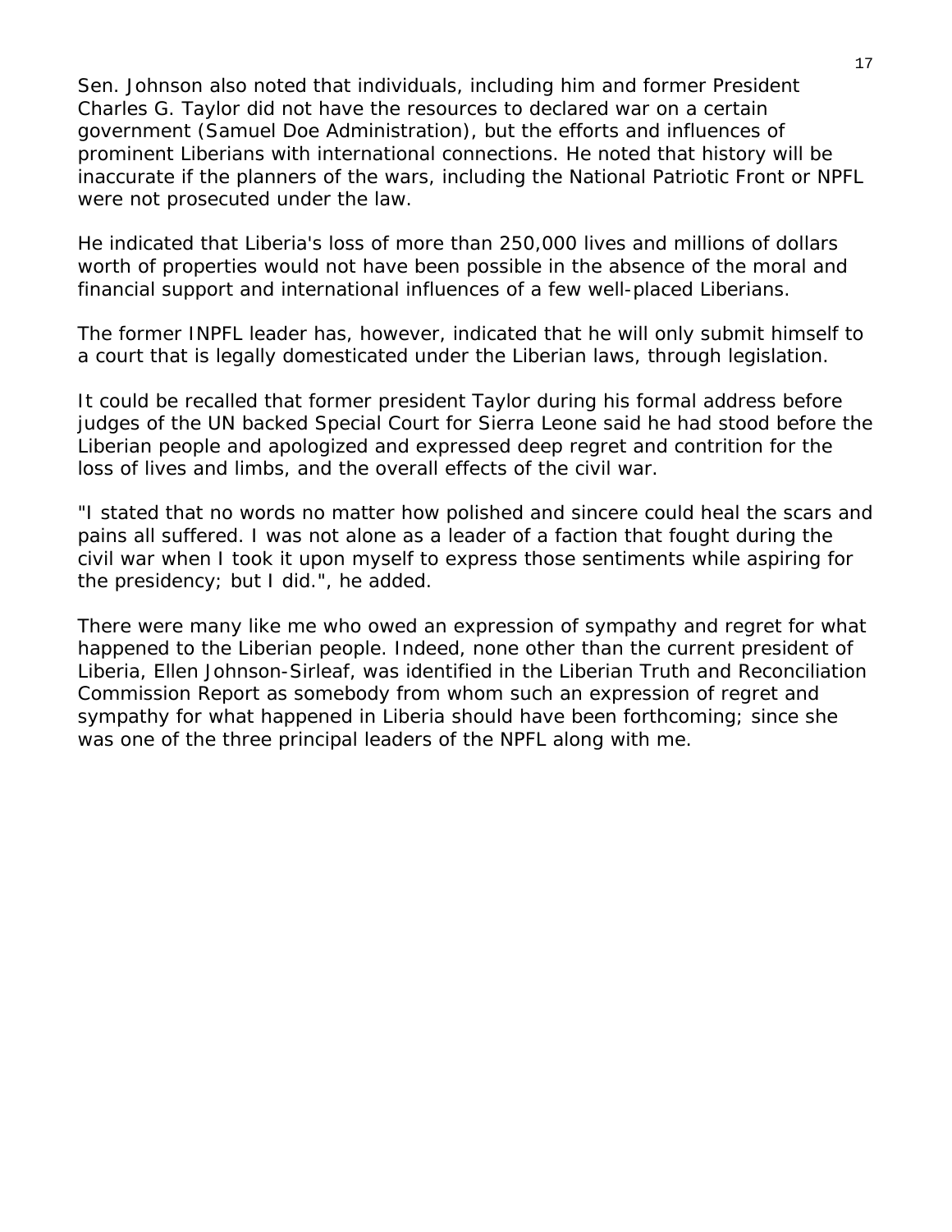Sen. Johnson also noted that individuals, including him and former President Charles G. Taylor did not have the resources to declared war on a certain government (Samuel Doe Administration), but the efforts and influences of prominent Liberians with international connections. He noted that history will be inaccurate if the planners of the wars, including the National Patriotic Front or NPFL were not prosecuted under the law.

He indicated that Liberia's loss of more than 250,000 lives and millions of dollars worth of properties would not have been possible in the absence of the moral and financial support and international influences of a few well-placed Liberians.

The former INPFL leader has, however, indicated that he will only submit himself to a court that is legally domesticated under the Liberian laws, through legislation.

It could be recalled that former president Taylor during his formal address before judges of the UN backed Special Court for Sierra Leone said he had stood before the Liberian people and apologized and expressed deep regret and contrition for the loss of lives and limbs, and the overall effects of the civil war.

"I stated that no words no matter how polished and sincere could heal the scars and pains all suffered. I was not alone as a leader of a faction that fought during the civil war when I took it upon myself to express those sentiments while aspiring for the presidency; but I did.", he added.

There were many like me who owed an expression of sympathy and regret for what happened to the Liberian people. Indeed, none other than the current president of Liberia, Ellen Johnson-Sirleaf, was identified in the Liberian Truth and Reconciliation Commission Report as somebody from whom such an expression of regret and sympathy for what happened in Liberia should have been forthcoming; since she was one of the three principal leaders of the NPFL along with me.